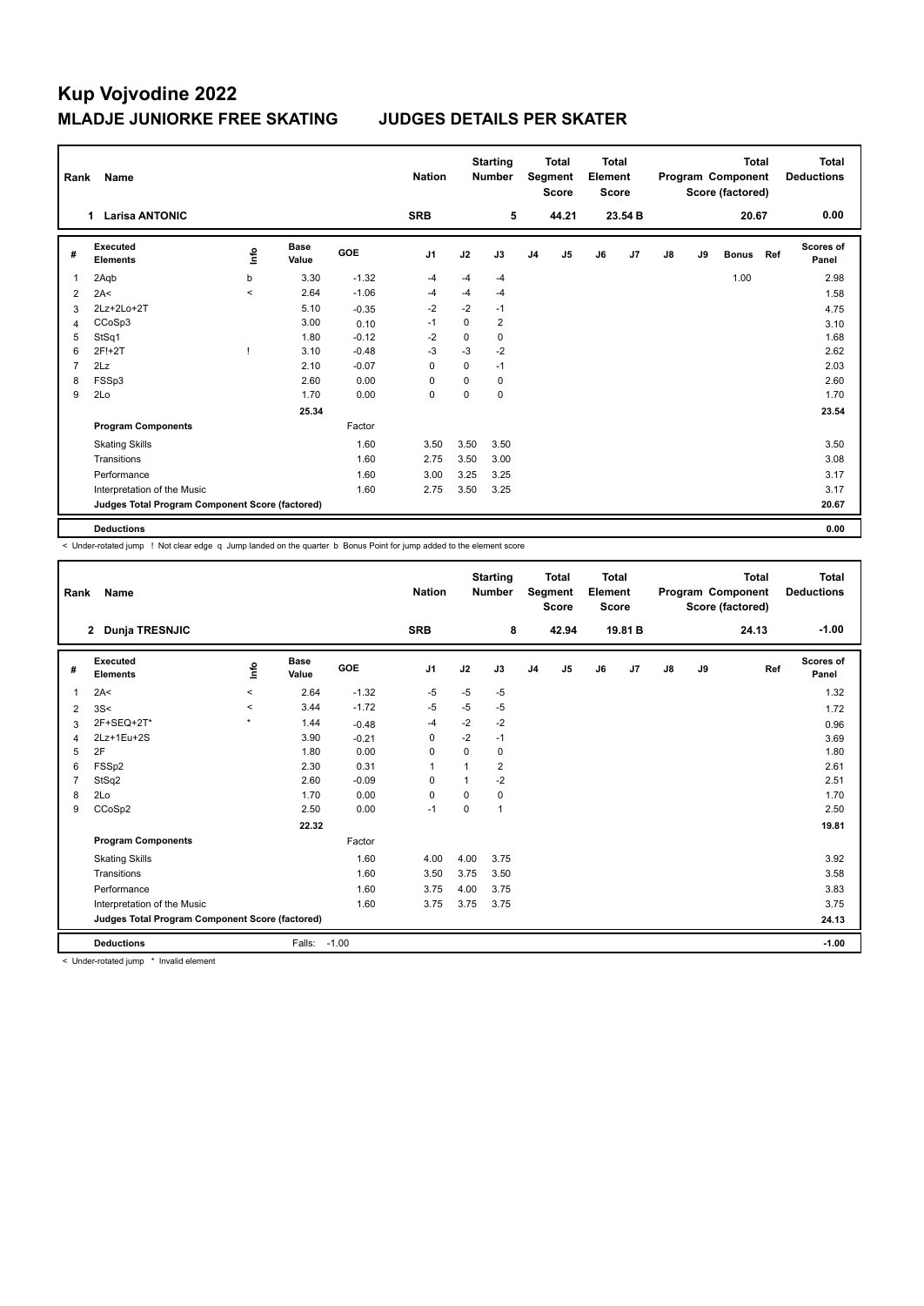# Kup Vojvodine 2022

## MLADJE JUNIORKE FREE SKATING    JUDGES DETAILS PER SKATER

| Rank | Name | Nation | Starting Number | Total Segment Score | Total Element Score | Total Program Component Score (factored) | Total Deductions |
|---|---|---|---|---|---|---|---|
| 1 | Larisa ANTONIC | SRB | 5 | 44.21 | 23.54 B | 20.67 | 0.00 |

| # | Executed Elements | Info | Base Value | GOE | J1 | J2 | J3 | J4 | J5 | J6 | J7 | J8 | J9 | Bonus | Ref | Scores of Panel |
|---|---|---|---|---|---|---|---|---|---|---|---|---|---|---|---|---|
| 1 | 2Aqb | b | 3.30 | -1.32 | -4 | -4 | -4 | | | | | | | 1.00 | | 2.98 |
| 2 | 2A< | < | 2.64 | -1.06 | -4 | -4 | -4 | | | | | | | | | 1.58 |
| 3 | 2Lz+2Lo+2T | | 5.10 | -0.35 | -2 | -2 | -1 | | | | | | | | | 4.75 |
| 4 | CCoSp3 | | 3.00 | 0.10 | -1 | 0 | 2 | | | | | | | | | 3.10 |
| 5 | StSq1 | | 1.80 | -0.12 | -2 | 0 | 0 | | | | | | | | | 1.68 |
| 6 | 2F!+2T | ! | 3.10 | -0.48 | -3 | -3 | -2 | | | | | | | | | 2.62 |
| 7 | 2Lz | | 2.10 | -0.07 | 0 | 0 | -1 | | | | | | | | | 2.03 |
| 8 | FSSp3 | | 2.60 | 0.00 | 0 | 0 | 0 | | | | | | | | | 2.60 |
| 9 | 2Lo | | 1.70 | 0.00 | 0 | 0 | 0 | | | | | | | | | 1.70 |
| | | | 25.34 | | | | | | | | | | | | | 23.54 |
| | **Program Components** | | | Factor | | | | | | | | | | | | |
| | Skating Skills | | | 1.60 | 3.50 | 3.50 | 3.50 | | | | | | | | | 3.50 |
| | Transitions | | | 1.60 | 2.75 | 3.50 | 3.00 | | | | | | | | | 3.08 |
| | Performance | | | 1.60 | 3.00 | 3.25 | 3.25 | | | | | | | | | 3.17 |
| | Interpretation of the Music | | | 1.60 | 2.75 | 3.50 | 3.25 | | | | | | | | | 3.17 |
| | **Judges Total Program Component Score (factored)** | | | | | | | | | | | | | | | 20.67 |
| | **Deductions** | | | | | | | | | | | | | | | 0.00 |

< Under-rotated jump ! Not clear edge q Jump landed on the quarter b Bonus Point for jump added to the element score

| Rank | Name | Nation | Starting Number | Total Segment Score | Total Element Score | Total Program Component Score (factored) | Total Deductions |
|---|---|---|---|---|---|---|---|
| 2 | Dunja TRESNJIC | SRB | 8 | 42.94 | 19.81 B | 24.13 | -1.00 |

| # | Executed Elements | Info | Base Value | GOE | J1 | J2 | J3 | J4 | J5 | J6 | J7 | J8 | J9 | Ref | Scores of Panel |
|---|---|---|---|---|---|---|---|---|---|---|---|---|---|---|---|
| 1 | 2A< | < | 2.64 | -1.32 | -5 | -5 | -5 | | | | | | | | 1.32 |
| 2 | 3S< | < | 3.44 | -1.72 | -5 | -5 | -5 | | | | | | | | 1.72 |
| 3 | 2F+SEQ+2T* | * | 1.44 | -0.48 | -4 | -2 | -2 | | | | | | | | 0.96 |
| 4 | 2Lz+1Eu+2S | | 3.90 | -0.21 | 0 | -2 | -1 | | | | | | | | 3.69 |
| 5 | 2F | | 1.80 | 0.00 | 0 | 0 | 0 | | | | | | | | 1.80 |
| 6 | FSSp2 | | 2.30 | 0.31 | 1 | 1 | 2 | | | | | | | | 2.61 |
| 7 | StSq2 | | 2.60 | -0.09 | 0 | 1 | -2 | | | | | | | | 2.51 |
| 8 | 2Lo | | 1.70 | 0.00 | 0 | 0 | 0 | | | | | | | | 1.70 |
| 9 | CCoSp2 | | 2.50 | 0.00 | -1 | 0 | 1 | | | | | | | | 2.50 |
| | | | 22.32 | | | | | | | | | | | | 19.81 |
| | **Program Components** | | | Factor | | | | | | | | | | | |
| | Skating Skills | | | 1.60 | 4.00 | 4.00 | 3.75 | | | | | | | | 3.92 |
| | Transitions | | | 1.60 | 3.50 | 3.75 | 3.50 | | | | | | | | 3.58 |
| | Performance | | | 1.60 | 3.75 | 4.00 | 3.75 | | | | | | | | 3.83 |
| | Interpretation of the Music | | | 1.60 | 3.75 | 3.75 | 3.75 | | | | | | | | 3.75 |
| | **Judges Total Program Component Score (factored)** | | | | | | | | | | | | | | 24.13 |
| | **Deductions** | | Falls: | -1.00 | | | | | | | | | | | -1.00 |

< Under-rotated jump * Invalid element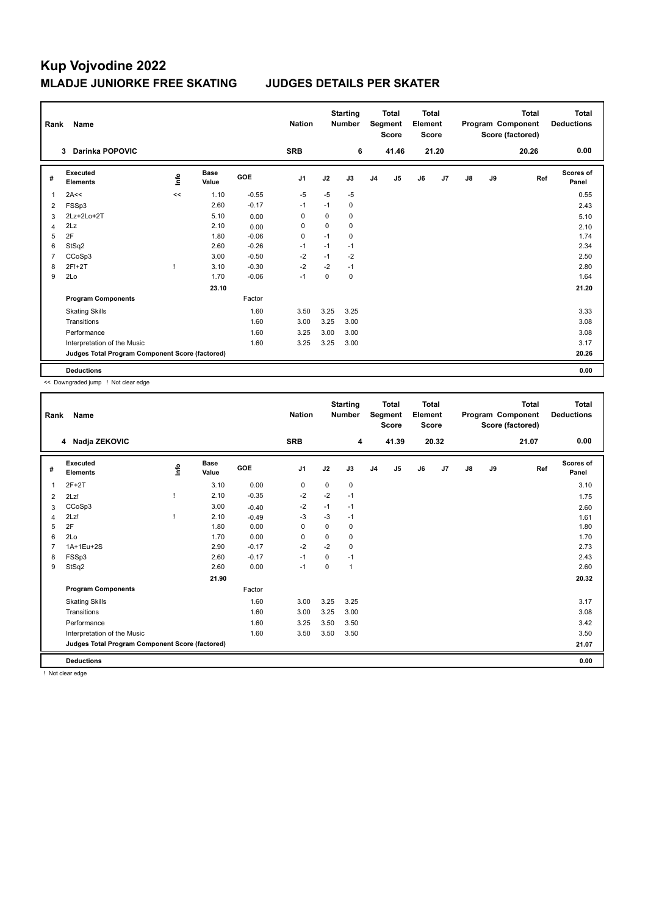# Kup Vojvodine 2022

## MLADJE JUNIORKE FREE SKATING JUDGES DETAILS PER SKATER

| Rank | Name | Nation | Starting Number | Total Segment Score | Total Element Score | Total Program Component Score (factored) | Total Deductions |
|---|---|---|---|---|---|---|---|
| 3 | Darinka POPOVIC | SRB | 6 | 41.46 | 21.20 | 20.26 | 0.00 |

| # | Executed Elements | Info | Base Value | GOE | J1 | J2 | J3 | J4 | J5 | J6 | J7 | J8 | J9 | Ref | Scores of Panel |
|---|---|---|---|---|---|---|---|---|---|---|---|---|---|---|---|
| 1 | 2A<< | << | 1.10 | -0.55 | -5 | -5 | -5 | | | | | | | | 0.55 |
| 2 | FSSp3 | | 2.60 | -0.17 | -1 | -1 | 0 | | | | | | | | 2.43 |
| 3 | 2Lz+2Lo+2T | | 5.10 | 0.00 | 0 | 0 | 0 | | | | | | | | 5.10 |
| 4 | 2Lz | | 2.10 | 0.00 | 0 | 0 | 0 | | | | | | | | 2.10 |
| 5 | 2F | | 1.80 | -0.06 | 0 | -1 | 0 | | | | | | | | 1.74 |
| 6 | StSq2 | | 2.60 | -0.26 | -1 | -1 | -1 | | | | | | | | 2.34 |
| 7 | CCoSp3 | | 3.00 | -0.50 | -2 | -1 | -2 | | | | | | | | 2.50 |
| 8 | 2F!+2T | ! | 3.10 | -0.30 | -2 | -2 | -1 | | | | | | | | 2.80 |
| 9 | 2Lo | | 1.70 | -0.06 | -1 | 0 | 0 | | | | | | | | 1.64 |
| | | | 23.10 | | | | | | | | | | | | 21.20 |
| | **Program Components** | | | Factor | | | | | | | | | | | |
| | Skating Skills | | | 1.60 | 3.50 | 3.25 | 3.25 | | | | | | | | 3.33 |
| | Transitions | | | 1.60 | 3.00 | 3.25 | 3.00 | | | | | | | | 3.08 |
| | Performance | | | 1.60 | 3.25 | 3.00 | 3.00 | | | | | | | | 3.08 |
| | Interpretation of the Music | | | 1.60 | 3.25 | 3.25 | 3.00 | | | | | | | | 3.17 |
| | **Judges Total Program Component Score (factored)** | | | | | | | | | | | | | | 20.26 |
| | **Deductions** | | | | | | | | | | | | | | 0.00 |

<< Downgraded jump ! Not clear edge

| Rank | Name | Nation | Starting Number | Total Segment Score | Total Element Score | Total Program Component Score (factored) | Total Deductions |
|---|---|---|---|---|---|---|---|
| 4 | Nadja ZEKOVIC | SRB | 4 | 41.39 | 20.32 | 21.07 | 0.00 |

| # | Executed Elements | Info | Base Value | GOE | J1 | J2 | J3 | J4 | J5 | J6 | J7 | J8 | J9 | Ref | Scores of Panel |
|---|---|---|---|---|---|---|---|---|---|---|---|---|---|---|---|
| 1 | 2F+2T | | 3.10 | 0.00 | 0 | 0 | 0 | | | | | | | | 3.10 |
| 2 | 2Lz! | ! | 2.10 | -0.35 | -2 | -2 | -1 | | | | | | | | 1.75 |
| 3 | CCoSp3 | | 3.00 | -0.40 | -2 | -1 | -1 | | | | | | | | 2.60 |
| 4 | 2Lz! | ! | 2.10 | -0.49 | -3 | -3 | -1 | | | | | | | | 1.61 |
| 5 | 2F | | 1.80 | 0.00 | 0 | 0 | 0 | | | | | | | | 1.80 |
| 6 | 2Lo | | 1.70 | 0.00 | 0 | 0 | 0 | | | | | | | | 1.70 |
| 7 | 1A+1Eu+2S | | 2.90 | -0.17 | -2 | -2 | 0 | | | | | | | | 2.73 |
| 8 | FSSp3 | | 2.60 | -0.17 | -1 | 0 | -1 | | | | | | | | 2.43 |
| 9 | StSq2 | | 2.60 | 0.00 | -1 | 0 | 1 | | | | | | | | 2.60 |
| | | | 21.90 | | | | | | | | | | | | 20.32 |
| | **Program Components** | | | Factor | | | | | | | | | | | |
| | Skating Skills | | | 1.60 | 3.00 | 3.25 | 3.25 | | | | | | | | 3.17 |
| | Transitions | | | 1.60 | 3.00 | 3.25 | 3.00 | | | | | | | | 3.08 |
| | Performance | | | 1.60 | 3.25 | 3.50 | 3.50 | | | | | | | | 3.42 |
| | Interpretation of the Music | | | 1.60 | 3.50 | 3.50 | 3.50 | | | | | | | | 3.50 |
| | **Judges Total Program Component Score (factored)** | | | | | | | | | | | | | | 21.07 |
| | **Deductions** | | | | | | | | | | | | | | 0.00 |

! Not clear edge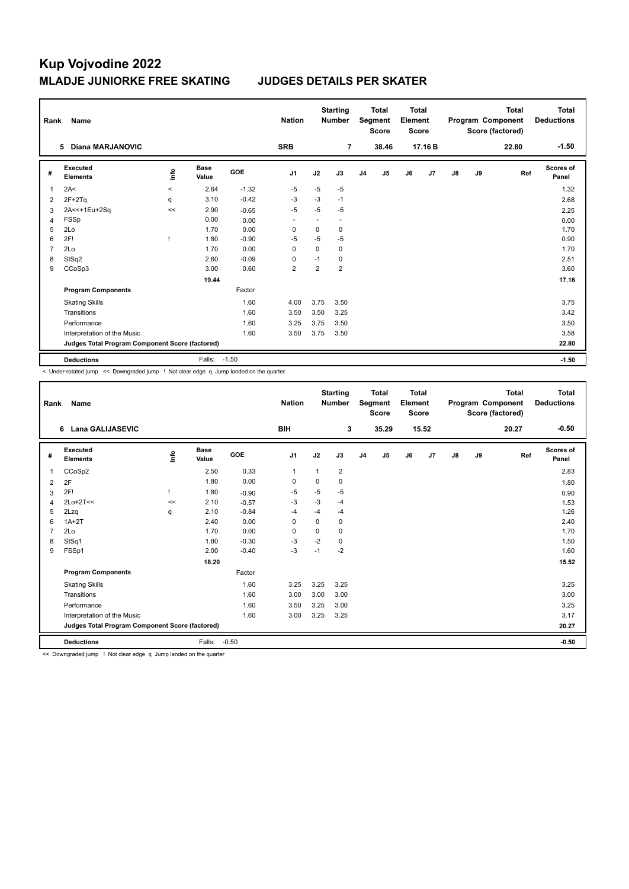# Kup Vojvodine 2022

## MLADJE JUNIORKE FREE SKATING JUDGES DETAILS PER SKATER

| Rank | Name | Nation | Starting Number | Total Segment Score | Total Element Score | Total Program Component Score (factored) | Total Deductions |
|---|---|---|---|---|---|---|---|
| 5 | Diana MARJANOVIC | SRB | 7 | 38.46 | 17.16 B | 22.80 | -1.50 |

| # | Executed Elements | Info | Base Value | GOE | J1 | J2 | J3 | J4 | J5 | J6 | J7 | J8 | J9 | Ref | Scores of Panel |
|---|---|---|---|---|---|---|---|---|---|---|---|---|---|---|---|
| 1 | 2A< | < | 2.64 | -1.32 | -5 | -5 | -5 | | | | | | | | 1.32 |
| 2 | 2F+2Tq | q | 3.10 | -0.42 | -3 | -3 | -1 | | | | | | | | 2.68 |
| 3 | 2A<<+1Eu+2Sq | << | 2.90 | -0.65 | -5 | -5 | -5 | | | | | | | | 2.25 |
| 4 | FSSp | | 0.00 | 0.00 | - | - | - | | | | | | | | 0.00 |
| 5 | 2Lo | | 1.70 | 0.00 | 0 | 0 | 0 | | | | | | | | 1.70 |
| 6 | 2F! | ! | 1.80 | -0.90 | -5 | -5 | -5 | | | | | | | | 0.90 |
| 7 | 2Lo | | 1.70 | 0.00 | 0 | 0 | 0 | | | | | | | | 1.70 |
| 8 | StSq2 | | 2.60 | -0.09 | 0 | -1 | 0 | | | | | | | | 2.51 |
| 9 | CCoSp3 | | 3.00 | 0.60 | 2 | 2 | 2 | | | | | | | | 3.60 |
| | | | 19.44 | | | | | | | | | | | | 17.16 |
| | **Program Components** | | | Factor | | | | | | | | | | | |
| | Skating Skills | | | 1.60 | 4.00 | 3.75 | 3.50 | | | | | | | | 3.75 |
| | Transitions | | | 1.60 | 3.50 | 3.50 | 3.25 | | | | | | | | 3.42 |
| | Performance | | | 1.60 | 3.25 | 3.75 | 3.50 | | | | | | | | 3.50 |
| | Interpretation of the Music | | | 1.60 | 3.50 | 3.75 | 3.50 | | | | | | | | 3.58 |
| | **Judges Total Program Component Score (factored)** | | | | | | | | | | | | | | 22.80 |
| | **Deductions** | | Falls: | -1.50 | | | | | | | | | | | -1.50 |

< Under-rotated jump << Downgraded jump ! Not clear edge q Jump landed on the quarter

| Rank | Name | Nation | Starting Number | Total Segment Score | Total Element Score | Total Program Component Score (factored) | Total Deductions |
|---|---|---|---|---|---|---|---|
| 6 | Lana GALIJASEVIC | BIH | 3 | 35.29 | 15.52 | 20.27 | -0.50 |

| # | Executed Elements | Info | Base Value | GOE | J1 | J2 | J3 | J4 | J5 | J6 | J7 | J8 | J9 | Ref | Scores of Panel |
|---|---|---|---|---|---|---|---|---|---|---|---|---|---|---|---|
| 1 | CCoSp2 | | 2.50 | 0.33 | 1 | 1 | 2 | | | | | | | | 2.83 |
| 2 | 2F | | 1.80 | 0.00 | 0 | 0 | 0 | | | | | | | | 1.80 |
| 3 | 2F! | ! | 1.80 | -0.90 | -5 | -5 | -5 | | | | | | | | 0.90 |
| 4 | 2Lo+2T<< | << | 2.10 | -0.57 | -3 | -3 | -4 | | | | | | | | 1.53 |
| 5 | 2Lzq | q | 2.10 | -0.84 | -4 | -4 | -4 | | | | | | | | 1.26 |
| 6 | 1A+2T | | 2.40 | 0.00 | 0 | 0 | 0 | | | | | | | | 2.40 |
| 7 | 2Lo | | 1.70 | 0.00 | 0 | 0 | 0 | | | | | | | | 1.70 |
| 8 | StSq1 | | 1.80 | -0.30 | -3 | -2 | 0 | | | | | | | | 1.50 |
| 9 | FSSp1 | | 2.00 | -0.40 | -3 | -1 | -2 | | | | | | | | 1.60 |
| | | | 18.20 | | | | | | | | | | | | 15.52 |
| | **Program Components** | | | Factor | | | | | | | | | | | |
| | Skating Skills | | | 1.60 | 3.25 | 3.25 | 3.25 | | | | | | | | 3.25 |
| | Transitions | | | 1.60 | 3.00 | 3.00 | 3.00 | | | | | | | | 3.00 |
| | Performance | | | 1.60 | 3.50 | 3.25 | 3.00 | | | | | | | | 3.25 |
| | Interpretation of the Music | | | 1.60 | 3.00 | 3.25 | 3.25 | | | | | | | | 3.17 |
| | **Judges Total Program Component Score (factored)** | | | | | | | | | | | | | | 20.27 |
| | **Deductions** | | Falls: | -0.50 | | | | | | | | | | | -0.50 |

<< Downgraded jump ! Not clear edge q Jump landed on the quarter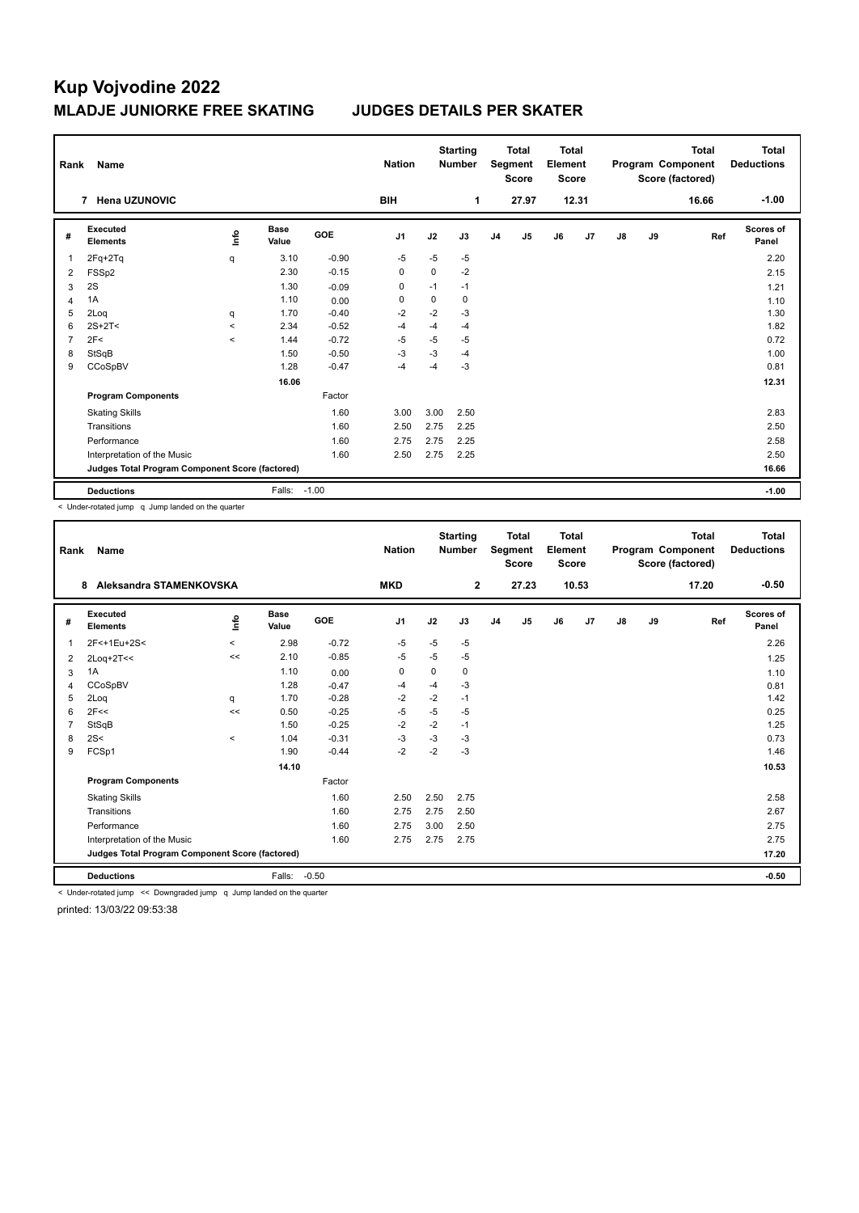# Kup Vojvodine 2022

## MLADJE JUNIORKE FREE SKATING JUDGES DETAILS PER SKATER

| Rank | Name | Nation | Starting Number | Total Segment Score | Total Element Score | Total Program Component Score (factored) | Total Deductions |
|---|---|---|---|---|---|---|---|
| 7 | Hena UZUNOVIC | BIH | 1 | 27.97 | 12.31 | 16.66 | -1.00 |

| # | Executed Elements | Info | Base Value | GOE | J1 | J2 | J3 | J4 | J5 | J6 | J7 | J8 | J9 | Ref | Scores of Panel |
|---|---|---|---|---|---|---|---|---|---|---|---|---|---|---|---|
| 1 | 2Fq+2Tq | q | 3.10 | -0.90 | -5 | -5 | -5 | | | | | | | | 2.20 |
| 2 | FSSp2 | | 2.30 | -0.15 | 0 | 0 | -2 | | | | | | | | 2.15 |
| 3 | 2S | | 1.30 | -0.09 | 0 | -1 | -1 | | | | | | | | 1.21 |
| 4 | 1A | | 1.10 | 0.00 | 0 | 0 | 0 | | | | | | | | 1.10 |
| 5 | 2Loq | q | 1.70 | -0.40 | -2 | -2 | -3 | | | | | | | | 1.30 |
| 6 | 2S+2T< | < | 2.34 | -0.52 | -4 | -4 | -4 | | | | | | | | 1.82 |
| 7 | 2F< | < | 1.44 | -0.72 | -5 | -5 | -5 | | | | | | | | 0.72 |
| 8 | StSqB | | 1.50 | -0.50 | -3 | -3 | -4 | | | | | | | | 1.00 |
| 9 | CCoSpBV | | 1.28 | -0.47 | -4 | -4 | -3 | | | | | | | | 0.81 |
| | | | 16.06 | | | | | | | | | | | | 12.31 |
| | **Program Components** | | | Factor | | | | | | | | | | | |
| | Skating Skills | | | 1.60 | 3.00 | 3.00 | 2.50 | | | | | | | | 2.83 |
| | Transitions | | | 1.60 | 2.50 | 2.75 | 2.25 | | | | | | | | 2.50 |
| | Performance | | | 1.60 | 2.75 | 2.75 | 2.25 | | | | | | | | 2.58 |
| | Interpretation of the Music | | | 1.60 | 2.50 | 2.75 | 2.25 | | | | | | | | 2.50 |
| | **Judges Total Program Component Score (factored)** | | | | | | | | | | | | | | 16.66 |
| | **Deductions** | | Falls: | -1.00 | | | | | | | | | | | -1.00 |

< Under-rotated jump q Jump landed on the quarter

| Rank | Name | Nation | Starting Number | Total Segment Score | Total Element Score | Total Program Component Score (factored) | Total Deductions |
|---|---|---|---|---|---|---|---|
| 8 | Aleksandra STAMENKOVSKA | MKD | 2 | 27.23 | 10.53 | 17.20 | -0.50 |

| # | Executed Elements | Info | Base Value | GOE | J1 | J2 | J3 | J4 | J5 | J6 | J7 | J8 | J9 | Ref | Scores of Panel |
|---|---|---|---|---|---|---|---|---|---|---|---|---|---|---|---|
| 1 | 2F<+1Eu+2S< | < | 2.98 | -0.72 | -5 | -5 | -5 | | | | | | | | 2.26 |
| 2 | 2Loq+2T<< | << | 2.10 | -0.85 | -5 | -5 | -5 | | | | | | | | 1.25 |
| 3 | 1A | | 1.10 | 0.00 | 0 | 0 | 0 | | | | | | | | 1.10 |
| 4 | CCoSpBV | | 1.28 | -0.47 | -4 | -4 | -3 | | | | | | | | 0.81 |
| 5 | 2Loq | q | 1.70 | -0.28 | -2 | -2 | -1 | | | | | | | | 1.42 |
| 6 | 2F<< | << | 0.50 | -0.25 | -5 | -5 | -5 | | | | | | | | 0.25 |
| 7 | StSqB | | 1.50 | -0.25 | -2 | -2 | -1 | | | | | | | | 1.25 |
| 8 | 2S< | < | 1.04 | -0.31 | -3 | -3 | -3 | | | | | | | | 0.73 |
| 9 | FCSp1 | | 1.90 | -0.44 | -2 | -2 | -3 | | | | | | | | 1.46 |
| | | | 14.10 | | | | | | | | | | | | 10.53 |
| | **Program Components** | | | Factor | | | | | | | | | | | |
| | Skating Skills | | | 1.60 | 2.50 | 2.50 | 2.75 | | | | | | | | 2.58 |
| | Transitions | | | 1.60 | 2.75 | 2.75 | 2.50 | | | | | | | | 2.67 |
| | Performance | | | 1.60 | 2.75 | 3.00 | 2.50 | | | | | | | | 2.75 |
| | Interpretation of the Music | | | 1.60 | 2.75 | 2.75 | 2.75 | | | | | | | | 2.75 |
| | **Judges Total Program Component Score (factored)** | | | | | | | | | | | | | | 17.20 |
| | **Deductions** | | Falls: | -0.50 | | | | | | | | | | | -0.50 |

< Under-rotated jump << Downgraded jump q Jump landed on the quarter

printed: 13/03/22 09:53:38